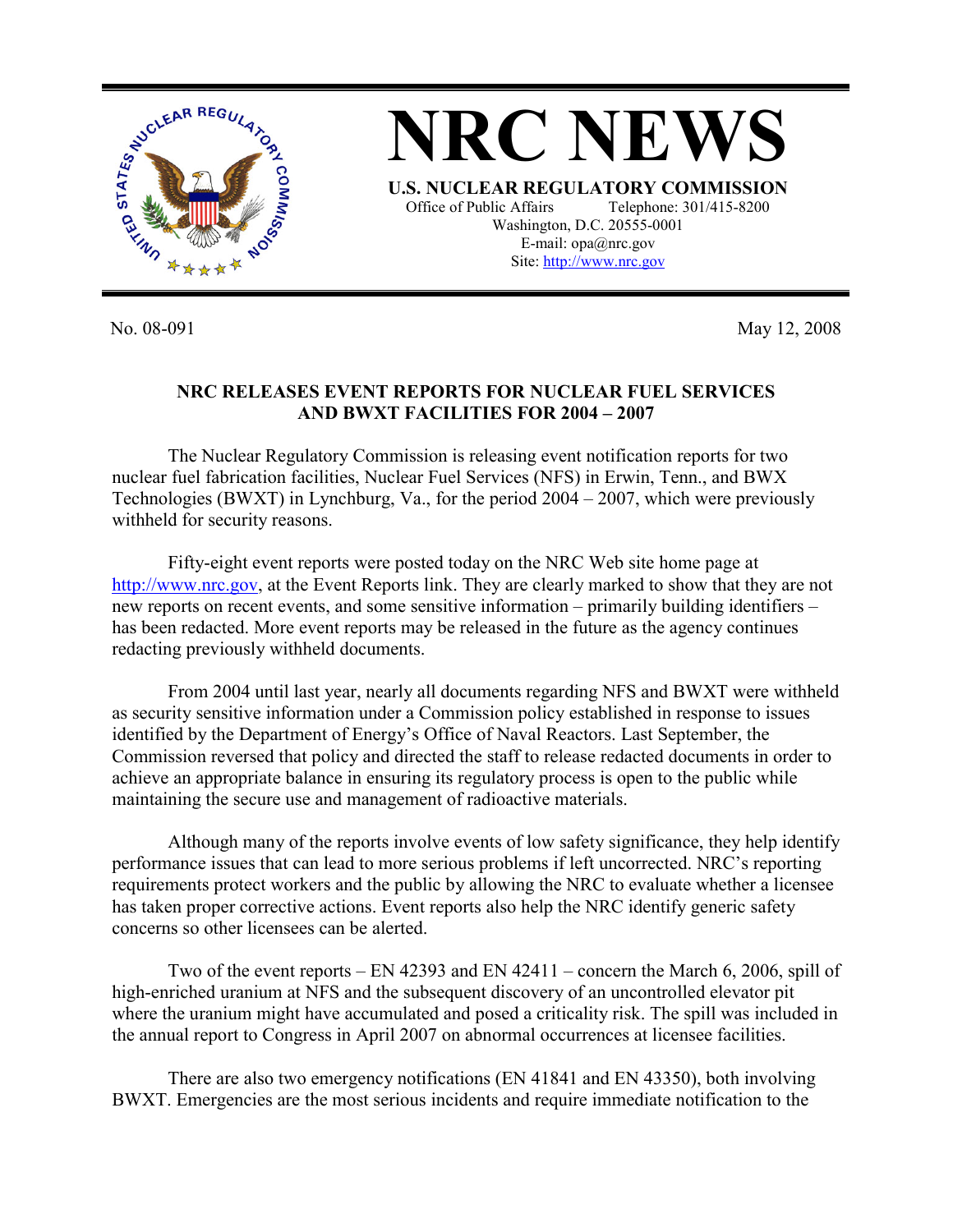# NRC NEWS

**U.S. NUCLEAR REGULATORY COMMISSION**

Office of Public Affairs Telephone: 301/415-8200
Washington, D.C. 20555-0001
E-mail: opa@nrc.gov
Site: http://www.nrc.gov

No. 08-091 May 12, 2008

## NRC RELEASES EVENT REPORTS FOR NUCLEAR FUEL SERVICES AND BWXT FACILITIES FOR 2004 – 2007

The Nuclear Regulatory Commission is releasing event notification reports for two nuclear fuel fabrication facilities, Nuclear Fuel Services (NFS) in Erwin, Tenn., and BWX Technologies (BWXT) in Lynchburg, Va., for the period 2004 – 2007, which were previously withheld for security reasons.

Fifty-eight event reports were posted today on the NRC Web site home page at http://www.nrc.gov, at the Event Reports link. They are clearly marked to show that they are not new reports on recent events, and some sensitive information – primarily building identifiers – has been redacted. More event reports may be released in the future as the agency continues redacting previously withheld documents.

From 2004 until last year, nearly all documents regarding NFS and BWXT were withheld as security sensitive information under a Commission policy established in response to issues identified by the Department of Energy's Office of Naval Reactors. Last September, the Commission reversed that policy and directed the staff to release redacted documents in order to achieve an appropriate balance in ensuring its regulatory process is open to the public while maintaining the secure use and management of radioactive materials.

Although many of the reports involve events of low safety significance, they help identify performance issues that can lead to more serious problems if left uncorrected. NRC's reporting requirements protect workers and the public by allowing the NRC to evaluate whether a licensee has taken proper corrective actions. Event reports also help the NRC identify generic safety concerns so other licensees can be alerted.

Two of the event reports – EN 42393 and EN 42411 – concern the March 6, 2006, spill of high-enriched uranium at NFS and the subsequent discovery of an uncontrolled elevator pit where the uranium might have accumulated and posed a criticality risk. The spill was included in the annual report to Congress in April 2007 on abnormal occurrences at licensee facilities.

There are also two emergency notifications (EN 41841 and EN 43350), both involving BWXT. Emergencies are the most serious incidents and require immediate notification to the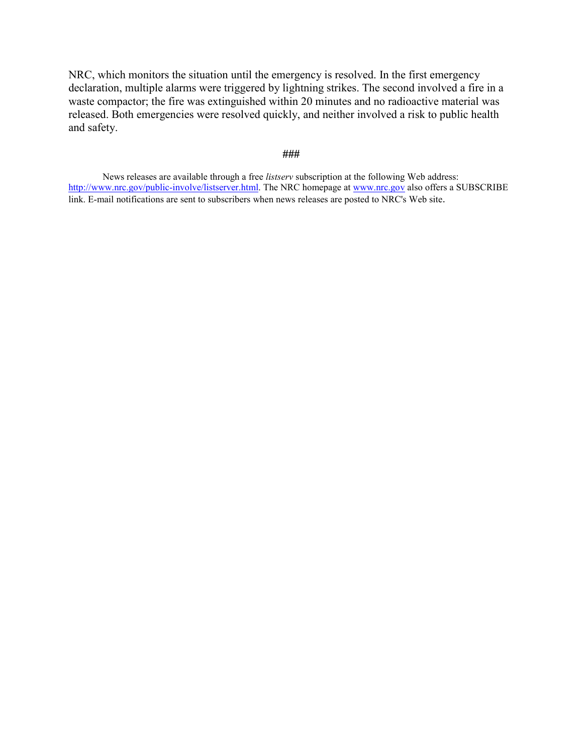NRC, which monitors the situation until the emergency is resolved. In the first emergency declaration, multiple alarms were triggered by lightning strikes. The second involved a fire in a waste compactor; the fire was extinguished within 20 minutes and no radioactive material was released. Both emergencies were resolved quickly, and neither involved a risk to public health and safety.

###

News releases are available through a free *listserv* subscription at the following Web address: http://www.nrc.gov/public-involve/listserver.html. The NRC homepage at www.nrc.gov also offers a SUBSCRIBE link. E-mail notifications are sent to subscribers when news releases are posted to NRC's Web site.